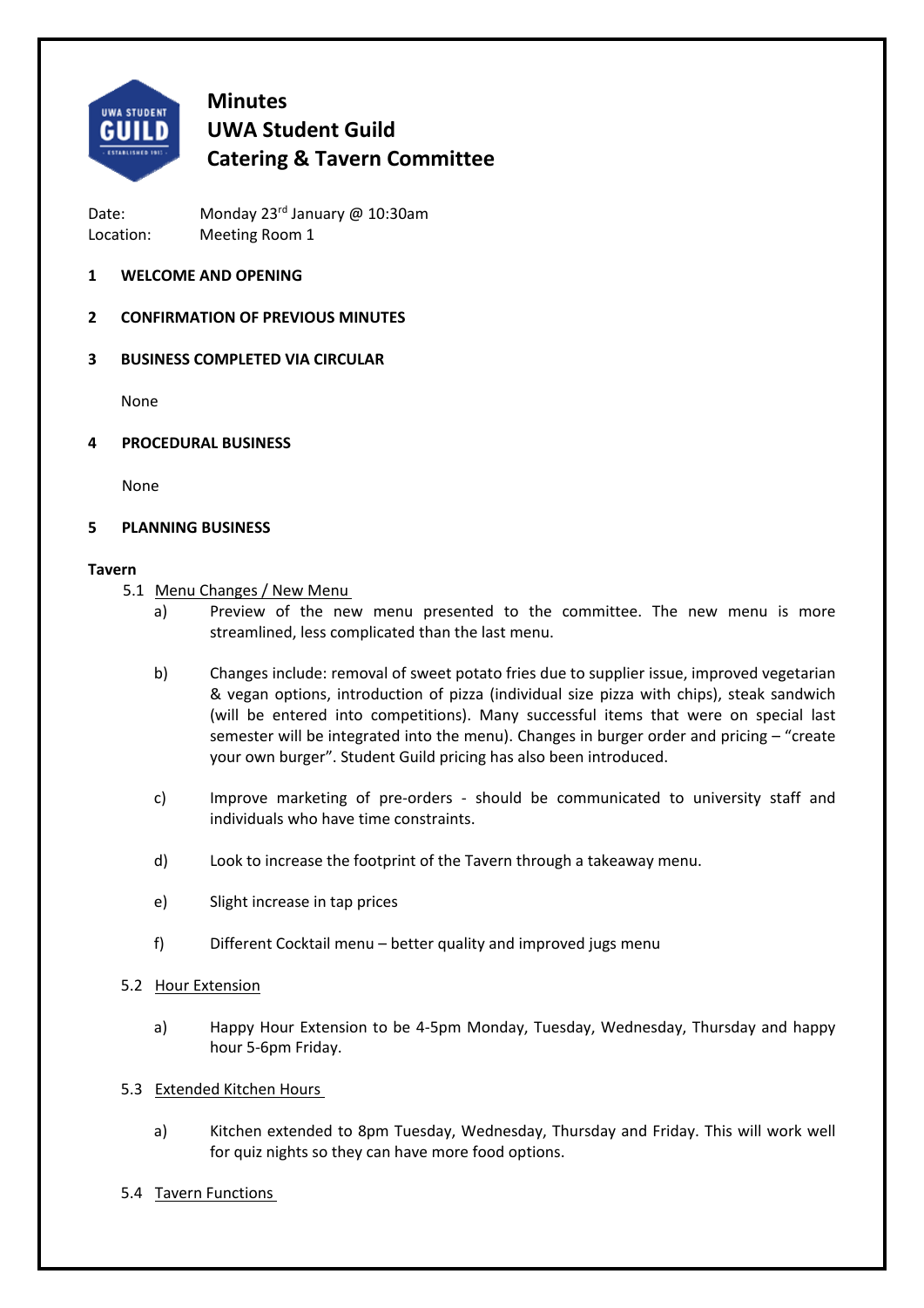# Minutes
# UWA Student Guild
# Catering & Tavern Committee

Date: Monday 23rd January @ 10:30am
Location: Meeting Room 1

## 1 WELCOME AND OPENING

## 2 CONFIRMATION OF PREVIOUS MINUTES

## 3 BUSINESS COMPLETED VIA CIRCULAR

None

## 4 PROCEDURAL BUSINESS

None

## 5 PLANNING BUSINESS

**Tavern**

5.1 Menu Changes / New Menu

a) Preview of the new menu presented to the committee. The new menu is more streamlined, less complicated than the last menu.

b) Changes include: removal of sweet potato fries due to supplier issue, improved vegetarian & vegan options, introduction of pizza (individual size pizza with chips), steak sandwich (will be entered into competitions). Many successful items that were on special last semester will be integrated into the menu). Changes in burger order and pricing – "create your own burger". Student Guild pricing has also been introduced.

c) Improve marketing of pre-orders - should be communicated to university staff and individuals who have time constraints.

d) Look to increase the footprint of the Tavern through a takeaway menu.

e) Slight increase in tap prices

f) Different Cocktail menu – better quality and improved jugs menu

5.2 Hour Extension

a) Happy Hour Extension to be 4-5pm Monday, Tuesday, Wednesday, Thursday and happy hour 5-6pm Friday.

5.3 Extended Kitchen Hours

a) Kitchen extended to 8pm Tuesday, Wednesday, Thursday and Friday. This will work well for quiz nights so they can have more food options.

5.4 Tavern Functions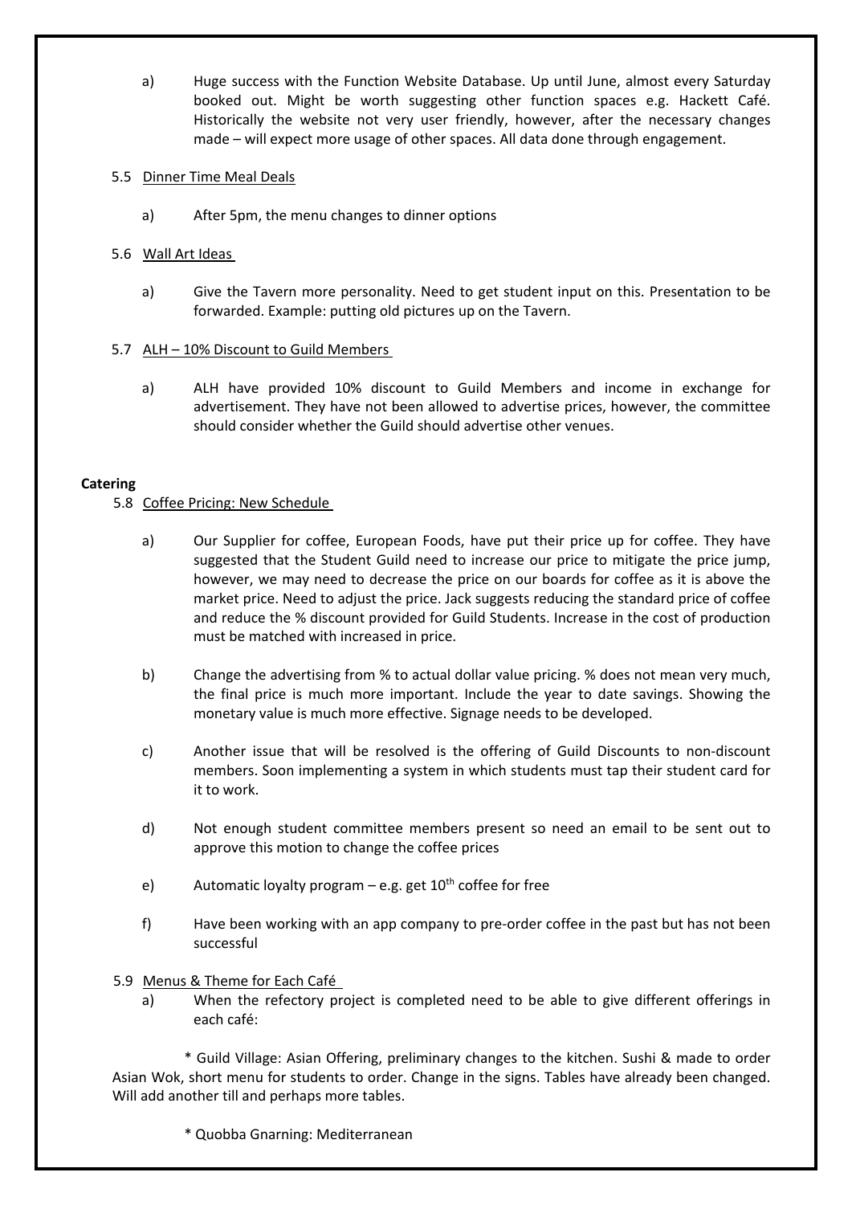a) Huge success with the Function Website Database. Up until June, almost every Saturday booked out. Might be worth suggesting other function spaces e.g. Hackett Café. Historically the website not very user friendly, however, after the necessary changes made – will expect more usage of other spaces. All data done through engagement.

5.5 <u>Dinner Time Meal Deals</u>

a) After 5pm, the menu changes to dinner options

5.6 <u>Wall Art Ideas</u>

a) Give the Tavern more personality. Need to get student input on this. Presentation to be forwarded. Example: putting old pictures up on the Tavern.

5.7 <u>ALH – 10% Discount to Guild Members</u>

a) ALH have provided 10% discount to Guild Members and income in exchange for advertisement. They have not been allowed to advertise prices, however, the committee should consider whether the Guild should advertise other venues.

**Catering**

5.8 <u>Coffee Pricing: New Schedule</u>

a) Our Supplier for coffee, European Foods, have put their price up for coffee. They have suggested that the Student Guild need to increase our price to mitigate the price jump, however, we may need to decrease the price on our boards for coffee as it is above the market price. Need to adjust the price. Jack suggests reducing the standard price of coffee and reduce the % discount provided for Guild Students. Increase in the cost of production must be matched with increased in price.

b) Change the advertising from % to actual dollar value pricing. % does not mean very much, the final price is much more important. Include the year to date savings. Showing the monetary value is much more effective. Signage needs to be developed.

c) Another issue that will be resolved is the offering of Guild Discounts to non-discount members. Soon implementing a system in which students must tap their student card for it to work.

d) Not enough student committee members present so need an email to be sent out to approve this motion to change the coffee prices

e) Automatic loyalty program – e.g. get 10th coffee for free

f) Have been working with an app company to pre-order coffee in the past but has not been successful

5.9 <u>Menus & Theme for Each Café</u>

a) When the refectory project is completed need to be able to give different offerings in each café:

\* Guild Village: Asian Offering, preliminary changes to the kitchen. Sushi & made to order Asian Wok, short menu for students to order. Change in the signs. Tables have already been changed. Will add another till and perhaps more tables.

\* Quobba Gnarning: Mediterranean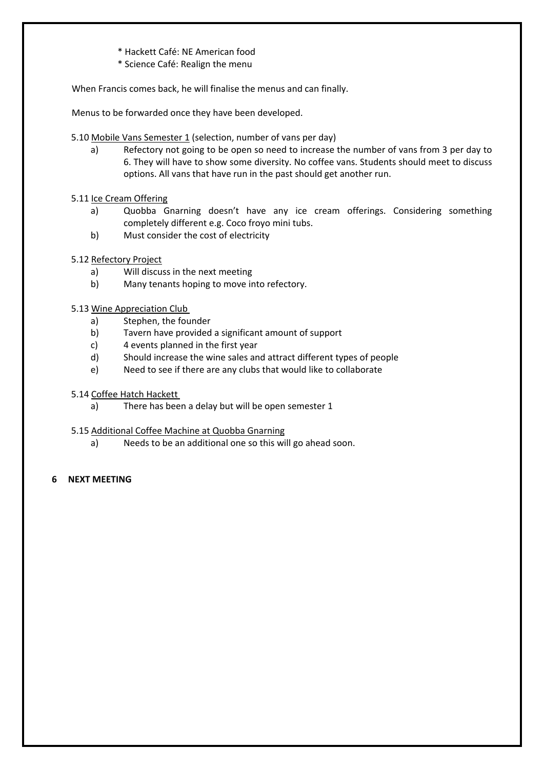* Hackett Café: NE American food
* Science Café: Realign the menu

When Francis comes back, he will finalise the menus and can finally.

Menus to be forwarded once they have been developed.

5.10 Mobile Vans Semester 1 (selection, number of vans per day)

a) Refectory not going to be open so need to increase the number of vans from 3 per day to 6. They will have to show some diversity. No coffee vans. Students should meet to discuss options. All vans that have run in the past should get another run.

5.11 Ice Cream Offering

a) Quobba Gnarning doesn't have any ice cream offerings. Considering something completely different e.g. Coco froyo mini tubs.
b) Must consider the cost of electricity

5.12 Refectory Project

a) Will discuss in the next meeting
b) Many tenants hoping to move into refectory.

5.13 Wine Appreciation Club

a) Stephen, the founder
b) Tavern have provided a significant amount of support
c) 4 events planned in the first year
d) Should increase the wine sales and attract different types of people
e) Need to see if there are any clubs that would like to collaborate

5.14 Coffee Hatch Hackett

a) There has been a delay but will be open semester 1

5.15 Additional Coffee Machine at Quobba Gnarning

a) Needs to be an additional one so this will go ahead soon.

## 6 NEXT MEETING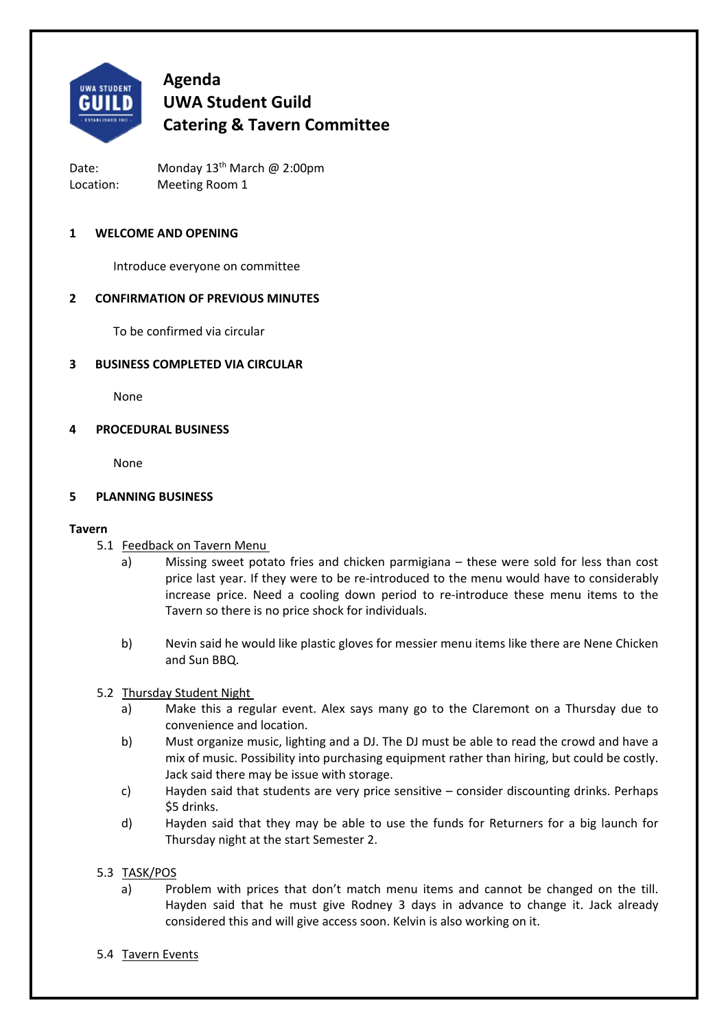# Agenda
# UWA Student Guild
# Catering & Tavern Committee

Date: Monday 13th March @ 2:00pm
Location: Meeting Room 1

## 1 WELCOME AND OPENING

Introduce everyone on committee

## 2 CONFIRMATION OF PREVIOUS MINUTES

To be confirmed via circular

## 3 BUSINESS COMPLETED VIA CIRCULAR

None

## 4 PROCEDURAL BUSINESS

None

## 5 PLANNING BUSINESS

**Tavern**

5.1 Feedback on Tavern Menu

a) Missing sweet potato fries and chicken parmigiana – these were sold for less than cost price last year. If they were to be re-introduced to the menu would have to considerably increase price. Need a cooling down period to re-introduce these menu items to the Tavern so there is no price shock for individuals.

b) Nevin said he would like plastic gloves for messier menu items like there are Nene Chicken and Sun BBQ.

5.2 Thursday Student Night

a) Make this a regular event. Alex says many go to the Claremont on a Thursday due to convenience and location.

b) Must organize music, lighting and a DJ. The DJ must be able to read the crowd and have a mix of music. Possibility into purchasing equipment rather than hiring, but could be costly. Jack said there may be issue with storage.

c) Hayden said that students are very price sensitive – consider discounting drinks. Perhaps $5 drinks.

d) Hayden said that they may be able to use the funds for Returners for a big launch for Thursday night at the start Semester 2.

5.3 TASK/POS

a) Problem with prices that don't match menu items and cannot be changed on the till. Hayden said that he must give Rodney 3 days in advance to change it. Jack already considered this and will give access soon. Kelvin is also working on it.

5.4 Tavern Events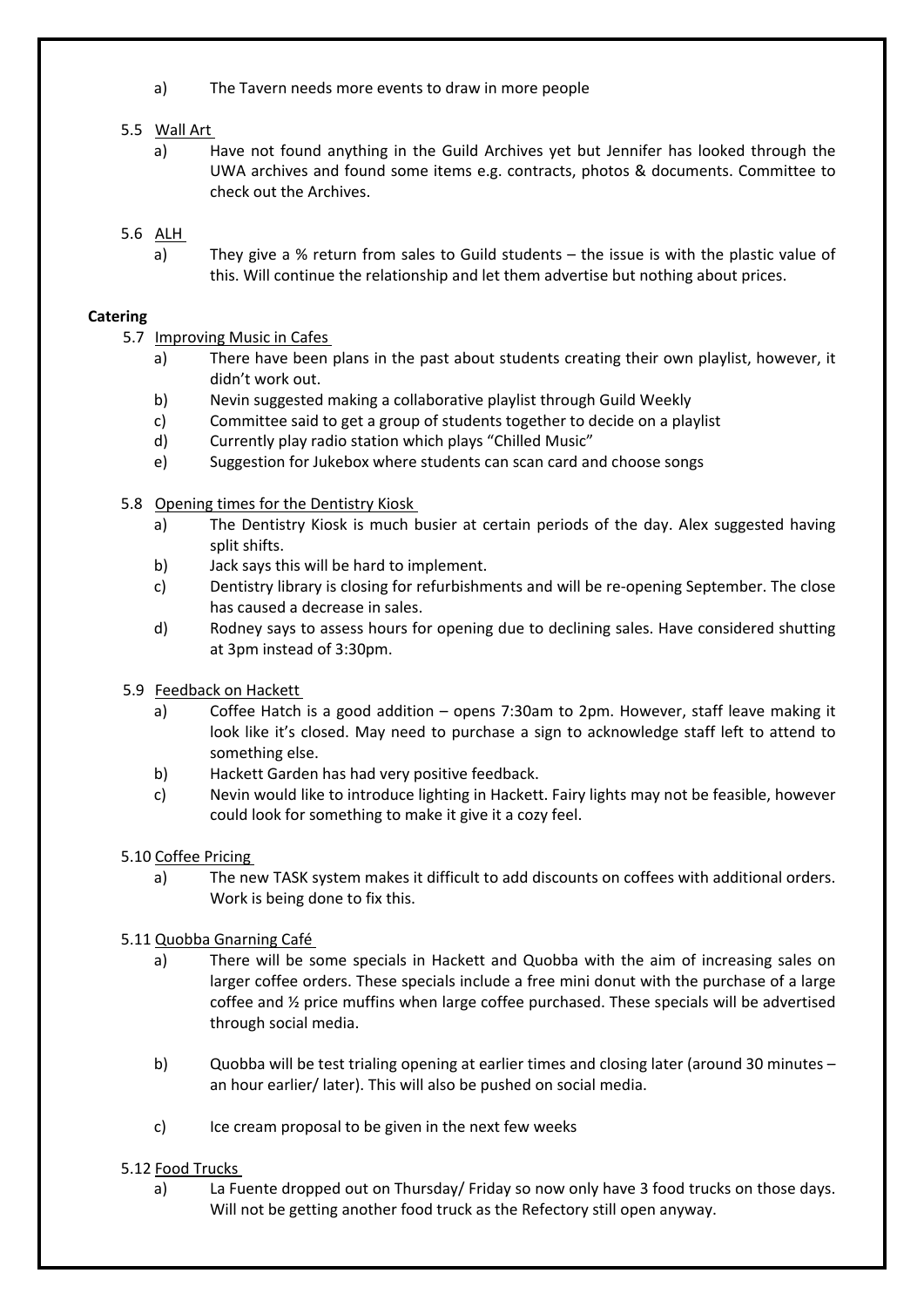a) The Tavern needs more events to draw in more people

5.5 Wall Art

a) Have not found anything in the Guild Archives yet but Jennifer has looked through the UWA archives and found some items e.g. contracts, photos & documents. Committee to check out the Archives.

5.6 ALH

a) They give a % return from sales to Guild students – the issue is with the plastic value of this. Will continue the relationship and let them advertise but nothing about prices.

**Catering**

5.7 Improving Music in Cafes

a) There have been plans in the past about students creating their own playlist, however, it didn't work out.

b) Nevin suggested making a collaborative playlist through Guild Weekly

c) Committee said to get a group of students together to decide on a playlist

d) Currently play radio station which plays "Chilled Music"

e) Suggestion for Jukebox where students can scan card and choose songs

5.8 Opening times for the Dentistry Kiosk

a) The Dentistry Kiosk is much busier at certain periods of the day. Alex suggested having split shifts.

b) Jack says this will be hard to implement.

c) Dentistry library is closing for refurbishments and will be re-opening September. The close has caused a decrease in sales.

d) Rodney says to assess hours for opening due to declining sales. Have considered shutting at 3pm instead of 3:30pm.

5.9 Feedback on Hackett

a) Coffee Hatch is a good addition – opens 7:30am to 2pm. However, staff leave making it look like it's closed. May need to purchase a sign to acknowledge staff left to attend to something else.

b) Hackett Garden has had very positive feedback.

c) Nevin would like to introduce lighting in Hackett. Fairy lights may not be feasible, however could look for something to make it give it a cozy feel.

5.10 Coffee Pricing

a) The new TASK system makes it difficult to add discounts on coffees with additional orders. Work is being done to fix this.

5.11 Quobba Gnarning Café

a) There will be some specials in Hackett and Quobba with the aim of increasing sales on larger coffee orders. These specials include a free mini donut with the purchase of a large coffee and ½ price muffins when large coffee purchased. These specials will be advertised through social media.

b) Quobba will be test trialing opening at earlier times and closing later (around 30 minutes – an hour earlier/ later). This will also be pushed on social media.

c) Ice cream proposal to be given in the next few weeks

5.12 Food Trucks

a) La Fuente dropped out on Thursday/ Friday so now only have 3 food trucks on those days. Will not be getting another food truck as the Refectory still open anyway.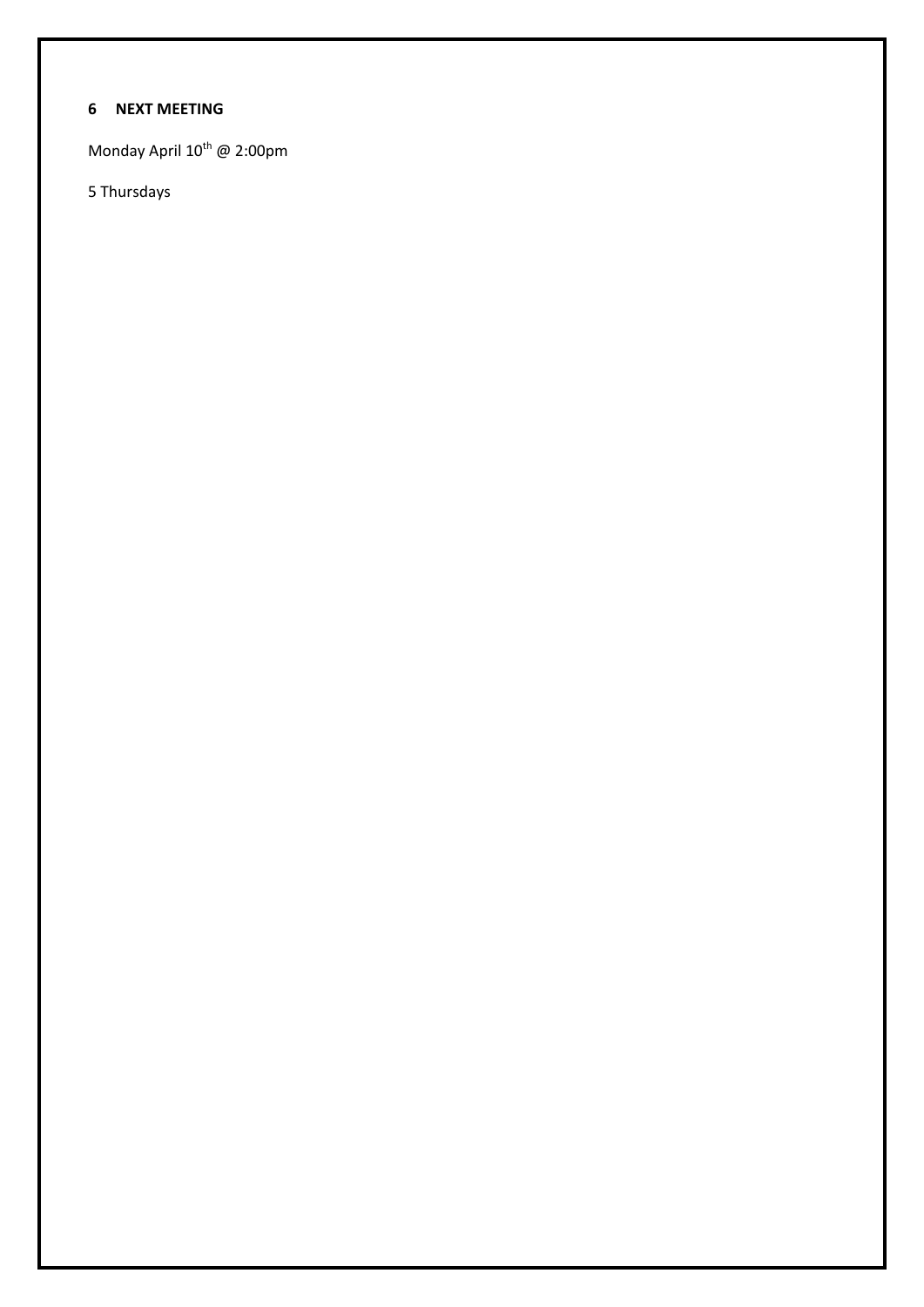## 6 NEXT MEETING

Monday April 10th @ 2:00pm

5 Thursdays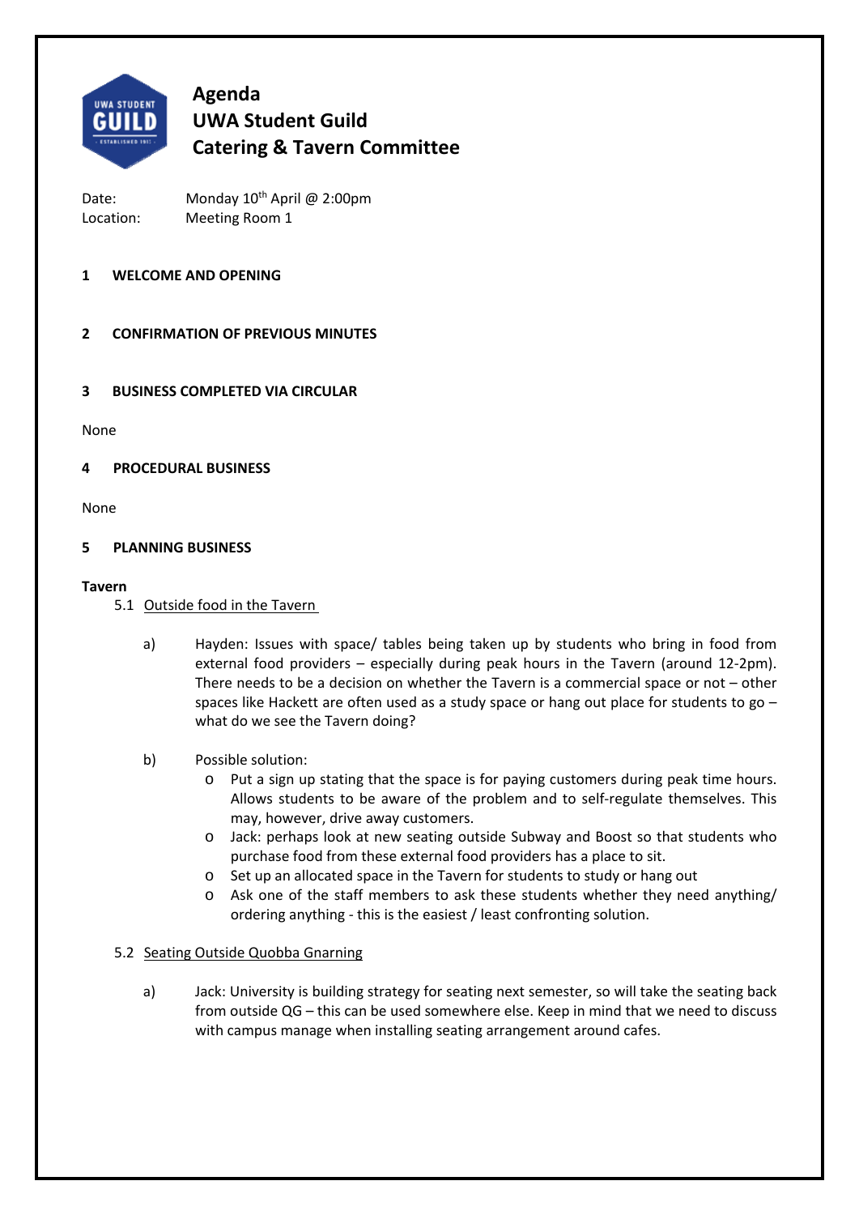# Agenda
# UWA Student Guild
# Catering & Tavern Committee

Date: Monday 10th April @ 2:00pm
Location: Meeting Room 1

## 1 WELCOME AND OPENING

## 2 CONFIRMATION OF PREVIOUS MINUTES

## 3 BUSINESS COMPLETED VIA CIRCULAR

None

## 4 PROCEDURAL BUSINESS

None

## 5 PLANNING BUSINESS

**Tavern**

5.1 Outside food in the Tavern

a) Hayden: Issues with space/ tables being taken up by students who bring in food from external food providers – especially during peak hours in the Tavern (around 12-2pm). There needs to be a decision on whether the Tavern is a commercial space or not – other spaces like Hackett are often used as a study space or hang out place for students to go – what do we see the Tavern doing?

b) Possible solution:
   - Put a sign up stating that the space is for paying customers during peak time hours. Allows students to be aware of the problem and to self-regulate themselves. This may, however, drive away customers.
   - Jack: perhaps look at new seating outside Subway and Boost so that students who purchase food from these external food providers has a place to sit.
   - Set up an allocated space in the Tavern for students to study or hang out
   - Ask one of the staff members to ask these students whether they need anything/ ordering anything - this is the easiest / least confronting solution.

5.2 Seating Outside Quobba Gnarning

a) Jack: University is building strategy for seating next semester, so will take the seating back from outside QG – this can be used somewhere else. Keep in mind that we need to discuss with campus manage when installing seating arrangement around cafes.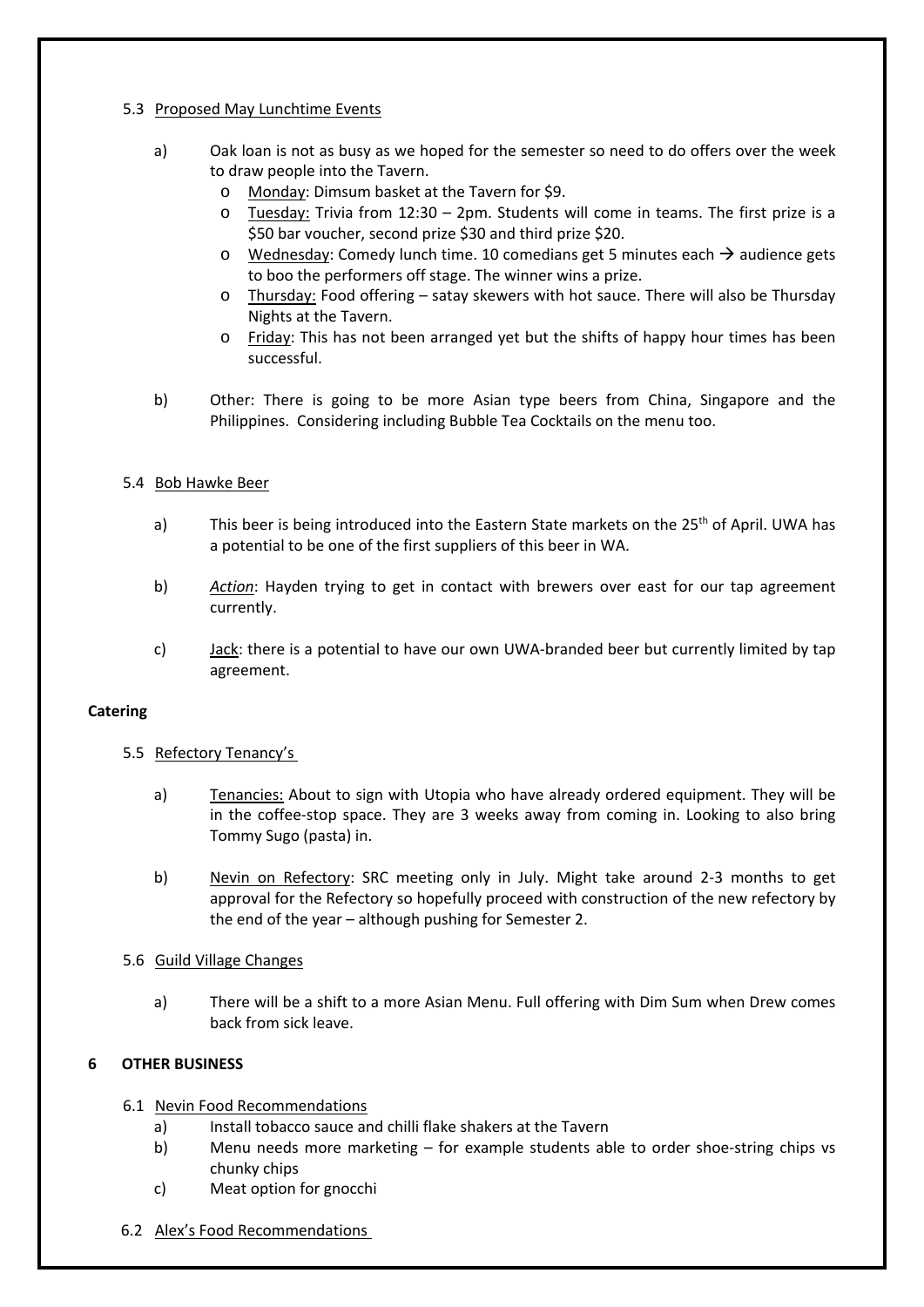### 5.3 Proposed May Lunchtime Events

a) Oak loan is not as busy as we hoped for the semester so need to do offers over the week to draw people into the Tavern.
   - Monday: Dimsum basket at the Tavern for $9.
   - Tuesday: Trivia from 12:30 – 2pm. Students will come in teams. The first prize is a $50 bar voucher, second prize $30 and third prize $20.
   - Wednesday: Comedy lunch time. 10 comedians get 5 minutes each → audience gets to boo the performers off stage. The winner wins a prize.
   - Thursday: Food offering – satay skewers with hot sauce. There will also be Thursday Nights at the Tavern.
   - Friday: This has not been arranged yet but the shifts of happy hour times has been successful.

b) Other: There is going to be more Asian type beers from China, Singapore and the Philippines. Considering including Bubble Tea Cocktails on the menu too.

### 5.4 Bob Hawke Beer

a) This beer is being introduced into the Eastern State markets on the 25th of April. UWA has a potential to be one of the first suppliers of this beer in WA.

b) *Action*: Hayden trying to get in contact with brewers over east for our tap agreement currently.

c) Jack: there is a potential to have our own UWA-branded beer but currently limited by tap agreement.

**Catering**

### 5.5 Refectory Tenancy's

a) Tenancies: About to sign with Utopia who have already ordered equipment. They will be in the coffee-stop space. They are 3 weeks away from coming in. Looking to also bring Tommy Sugo (pasta) in.

b) Nevin on Refectory: SRC meeting only in July. Might take around 2-3 months to get approval for the Refectory so hopefully proceed with construction of the new refectory by the end of the year – although pushing for Semester 2.

### 5.6 Guild Village Changes

a) There will be a shift to a more Asian Menu. Full offering with Dim Sum when Drew comes back from sick leave.

## 6 OTHER BUSINESS

### 6.1 Nevin Food Recommendations

a) Install tobacco sauce and chilli flake shakers at the Tavern

b) Menu needs more marketing – for example students able to order shoe-string chips vs chunky chips

c) Meat option for gnocchi

### 6.2 Alex's Food Recommendations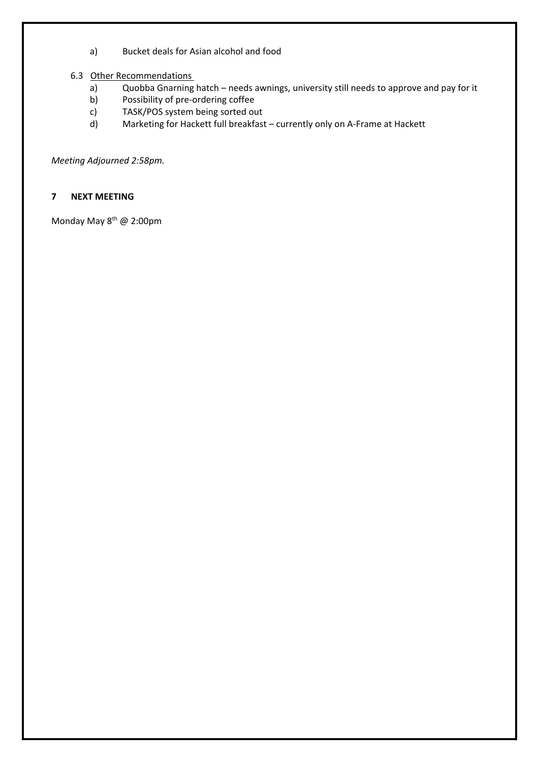a) Bucket deals for Asian alcohol and food

6.3 Other Recommendations

a) Quobba Gnarning hatch – needs awnings, university still needs to approve and pay for it
b) Possibility of pre-ordering coffee
c) TASK/POS system being sorted out
d) Marketing for Hackett full breakfast – currently only on A-Frame at Hackett

*Meeting Adjourned 2:58pm.*

## 7 NEXT MEETING

Monday May 8th @ 2:00pm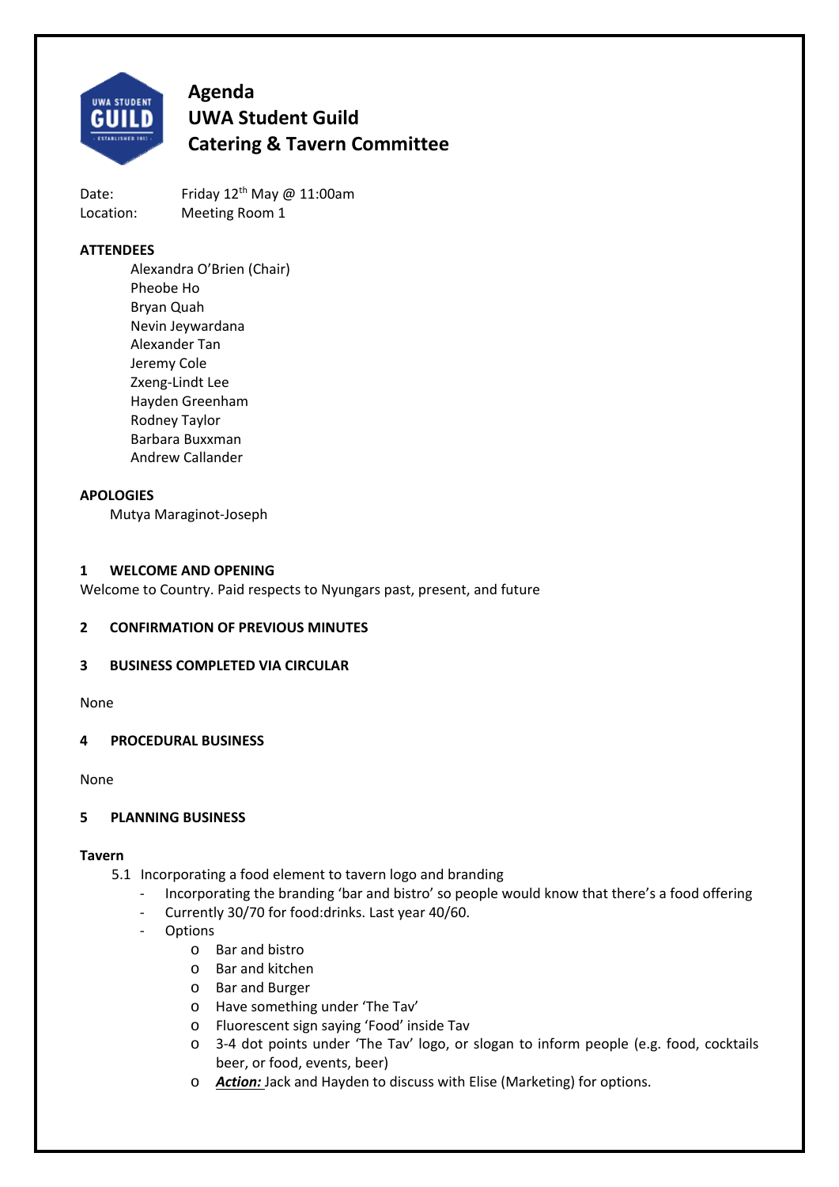# Agenda
# UWA Student Guild
# Catering & Tavern Committee

Date: Friday 12th May @ 11:00am
Location: Meeting Room 1

**ATTENDEES**

Alexandra O'Brien (Chair)
Pheobe Ho
Bryan Quah
Nevin Jeywardana
Alexander Tan
Jeremy Cole
Zxeng-Lindt Lee
Hayden Greenham
Rodney Taylor
Barbara Buxxman
Andrew Callander

**APOLOGIES**

Mutya Maraginot-Joseph

## 1 WELCOME AND OPENING

Welcome to Country. Paid respects to Nyungars past, present, and future

## 2 CONFIRMATION OF PREVIOUS MINUTES

## 3 BUSINESS COMPLETED VIA CIRCULAR

None

## 4 PROCEDURAL BUSINESS

None

## 5 PLANNING BUSINESS

**Tavern**

5.1 Incorporating a food element to tavern logo and branding

- Incorporating the branding 'bar and bistro' so people would know that there's a food offering
- Currently 30/70 for food:drinks. Last year 40/60.
- Options
  - Bar and bistro
  - Bar and kitchen
  - Bar and Burger
  - Have something under 'The Tav'
  - Fluorescent sign saying 'Food' inside Tav
  - 3-4 dot points under 'The Tav' logo, or slogan to inform people (e.g. food, cocktails beer, or food, events, beer)
  - ***Action:*** Jack and Hayden to discuss with Elise (Marketing) for options.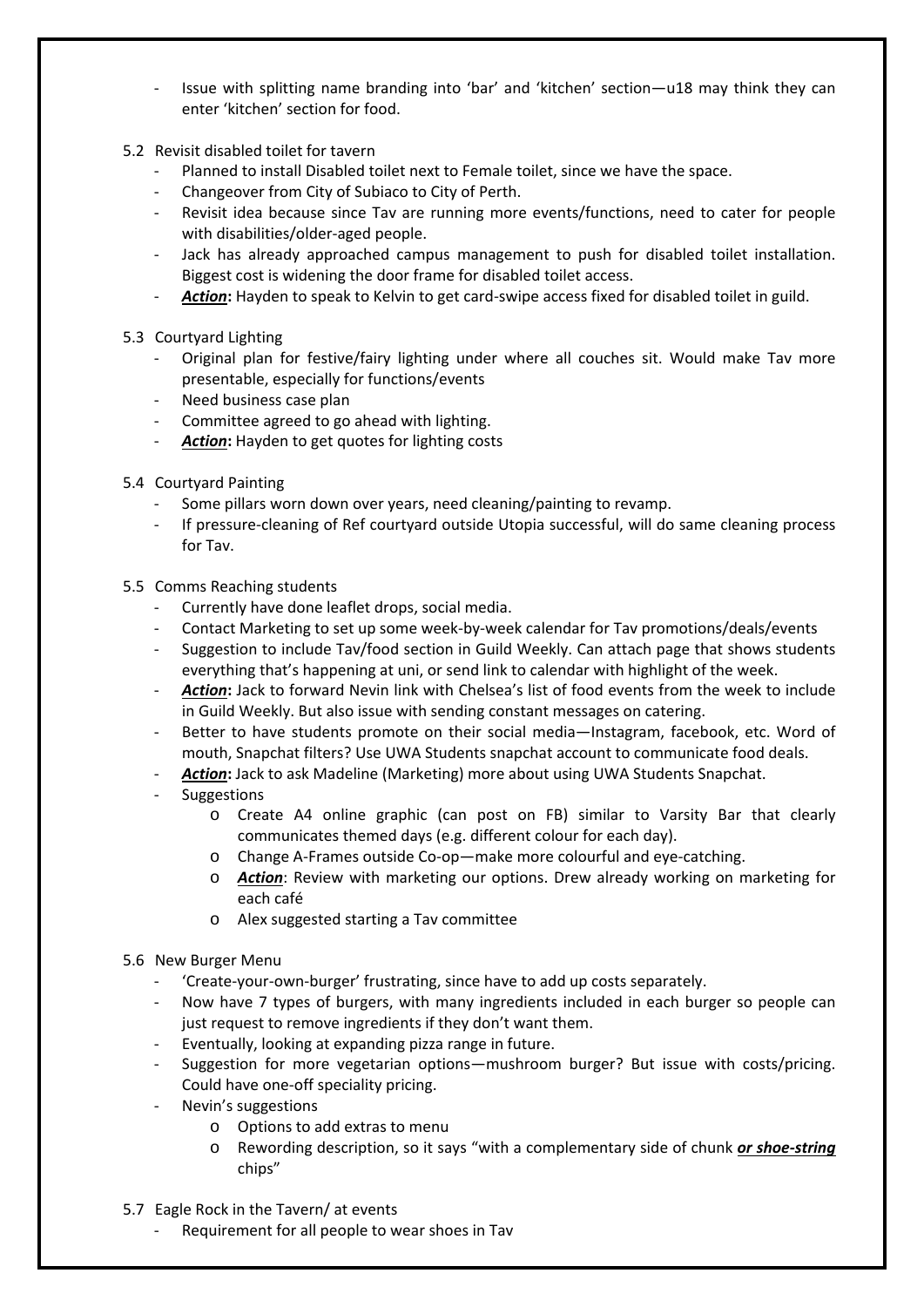- Issue with splitting name branding into 'bar' and 'kitchen' section—u18 may think they can enter 'kitchen' section for food.

5.2 Revisit disabled toilet for tavern

- Planned to install Disabled toilet next to Female toilet, since we have the space.
- Changeover from City of Subiaco to City of Perth.
- Revisit idea because since Tav are running more events/functions, need to cater for people with disabilities/older-aged people.
- Jack has already approached campus management to push for disabled toilet installation. Biggest cost is widening the door frame for disabled toilet access.
- ***Action*:** Hayden to speak to Kelvin to get card-swipe access fixed for disabled toilet in guild.

5.3 Courtyard Lighting

- Original plan for festive/fairy lighting under where all couches sit. Would make Tav more presentable, especially for functions/events
- Need business case plan
- Committee agreed to go ahead with lighting.
- ***Action*:** Hayden to get quotes for lighting costs

5.4 Courtyard Painting

- Some pillars worn down over years, need cleaning/painting to revamp.
- If pressure-cleaning of Ref courtyard outside Utopia successful, will do same cleaning process for Tav.

5.5 Comms Reaching students

- Currently have done leaflet drops, social media.
- Contact Marketing to set up some week-by-week calendar for Tav promotions/deals/events
- Suggestion to include Tav/food section in Guild Weekly. Can attach page that shows students everything that's happening at uni, or send link to calendar with highlight of the week.
- ***Action*:** Jack to forward Nevin link with Chelsea's list of food events from the week to include in Guild Weekly. But also issue with sending constant messages on catering.
- Better to have students promote on their social media—Instagram, facebook, etc. Word of mouth, Snapchat filters? Use UWA Students snapchat account to communicate food deals.
- ***Action*:** Jack to ask Madeline (Marketing) more about using UWA Students Snapchat.
- Suggestions
  - Create A4 online graphic (can post on FB) similar to Varsity Bar that clearly communicates themed days (e.g. different colour for each day).
  - Change A-Frames outside Co-op—make more colourful and eye-catching.
  - ***Action***: Review with marketing our options. Drew already working on marketing for each café
  - Alex suggested starting a Tav committee

5.6 New Burger Menu

- 'Create-your-own-burger' frustrating, since have to add up costs separately.
- Now have 7 types of burgers, with many ingredients included in each burger so people can just request to remove ingredients if they don't want them.
- Eventually, looking at expanding pizza range in future.
- Suggestion for more vegetarian options—mushroom burger? But issue with costs/pricing. Could have one-off speciality pricing.
- Nevin's suggestions
  - Options to add extras to menu
  - Rewording description, so it says "with a complementary side of chunk ***or shoe-string*** chips"

5.7 Eagle Rock in the Tavern/ at events

- Requirement for all people to wear shoes in Tav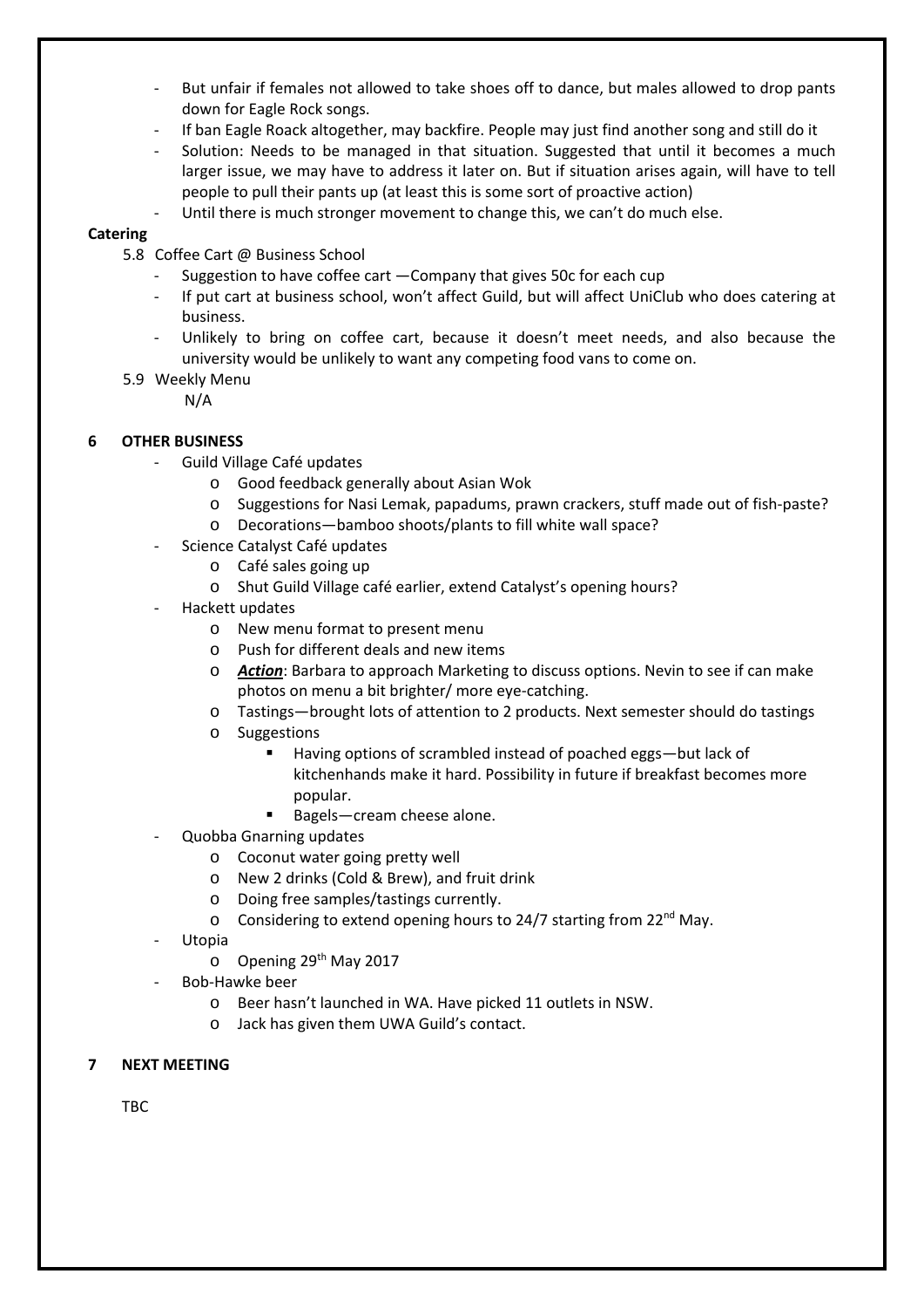- But unfair if females not allowed to take shoes off to dance, but males allowed to drop pants down for Eagle Rock songs.
- If ban Eagle Roack altogether, may backfire. People may just find another song and still do it
- Solution: Needs to be managed in that situation. Suggested that until it becomes a much larger issue, we may have to address it later on. But if situation arises again, will have to tell people to pull their pants up (at least this is some sort of proactive action)
- Until there is much stronger movement to change this, we can't do much else.

**Catering**

5.8 Coffee Cart @ Business School

- Suggestion to have coffee cart —Company that gives 50c for each cup
- If put cart at business school, won't affect Guild, but will affect UniClub who does catering at business.
- Unlikely to bring on coffee cart, because it doesn't meet needs, and also because the university would be unlikely to want any competing food vans to come on.

5.9 Weekly Menu

N/A

## 6 OTHER BUSINESS

- Guild Village Café updates
  - Good feedback generally about Asian Wok
  - Suggestions for Nasi Lemak, papadums, prawn crackers, stuff made out of fish-paste?
  - Decorations—bamboo shoots/plants to fill white wall space?
- Science Catalyst Café updates
  - Café sales going up
  - Shut Guild Village café earlier, extend Catalyst's opening hours?
- Hackett updates
  - New menu format to present menu
  - Push for different deals and new items
  - ***Action***: Barbara to approach Marketing to discuss options. Nevin to see if can make photos on menu a bit brighter/ more eye-catching.
  - Tastings—brought lots of attention to 2 products. Next semester should do tastings
  - Suggestions
    - Having options of scrambled instead of poached eggs—but lack of kitchenhands make it hard. Possibility in future if breakfast becomes more popular.
    - Bagels—cream cheese alone.
- Quobba Gnarning updates
  - Coconut water going pretty well
  - New 2 drinks (Cold & Brew), and fruit drink
  - Doing free samples/tastings currently.
  - Considering to extend opening hours to 24/7 starting from 22nd May.
- Utopia
  - Opening 29th May 2017
- Bob-Hawke beer
  - Beer hasn't launched in WA. Have picked 11 outlets in NSW.
  - Jack has given them UWA Guild's contact.

## 7 NEXT MEETING

TBC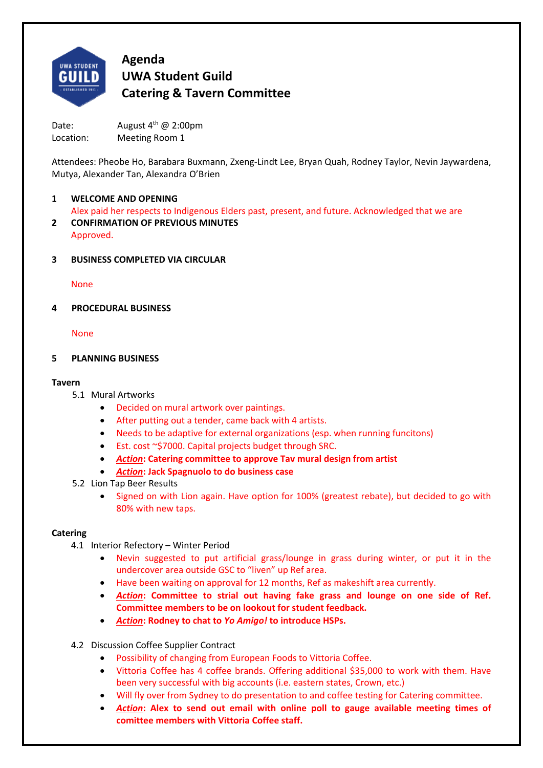# Agenda
# UWA Student Guild
# Catering & Tavern Committee

Date: August 4th @ 2:00pm
Location: Meeting Room 1

Attendees: Pheobe Ho, Barabara Buxmann, Zxeng-Lindt Lee, Bryan Quah, Rodney Taylor, Nevin Jaywardena, Mutya, Alexander Tan, Alexandra O'Brien

**1 WELCOME AND OPENING**

Alex paid her respects to Indigenous Elders past, present, and future. Acknowledged that we are

**2 CONFIRMATION OF PREVIOUS MINUTES**

Approved.

**3 BUSINESS COMPLETED VIA CIRCULAR**

None

**4 PROCEDURAL BUSINESS**

None

**5 PLANNING BUSINESS**

**Tavern**

5.1 Mural Artworks

- Decided on mural artwork over paintings.
- After putting out a tender, came back with 4 artists.
- Needs to be adaptive for external organizations (esp. when running funcitons)
- Est. cost ~$7000. Capital projects budget through SRC.
- ***Action*: Catering committee to approve Tav mural design from artist**
- ***Action*: Jack Spagnuolo to do business case**

5.2 Lion Tap Beer Results

- Signed on with Lion again. Have option for 100% (greatest rebate), but decided to go with 80% with new taps.

**Catering**

4.1 Interior Refectory – Winter Period

- Nevin suggested to put artificial grass/lounge in grass during winter, or put it in the undercover area outside GSC to "liven" up Ref area.
- Have been waiting on approval for 12 months, Ref as makeshift area currently.
- ***Action*: Committee to strial out having fake grass and lounge on one side of Ref. Committee members to be on lookout for student feedback.**
- ***Action*: Rodney to chat to *Yo Amigo!* to introduce HSPs.**

4.2 Discussion Coffee Supplier Contract

- Possibility of changing from European Foods to Vittoria Coffee.
- Vittoria Coffee has 4 coffee brands. Offering additional $35,000 to work with them. Have been very successful with big accounts (i.e. eastern states, Crown, etc.)
- Will fly over from Sydney to do presentation to and coffee testing for Catering committee.
- ***Action*: Alex to send out email with online poll to gauge available meeting times of comittee members with Vittoria Coffee staff.**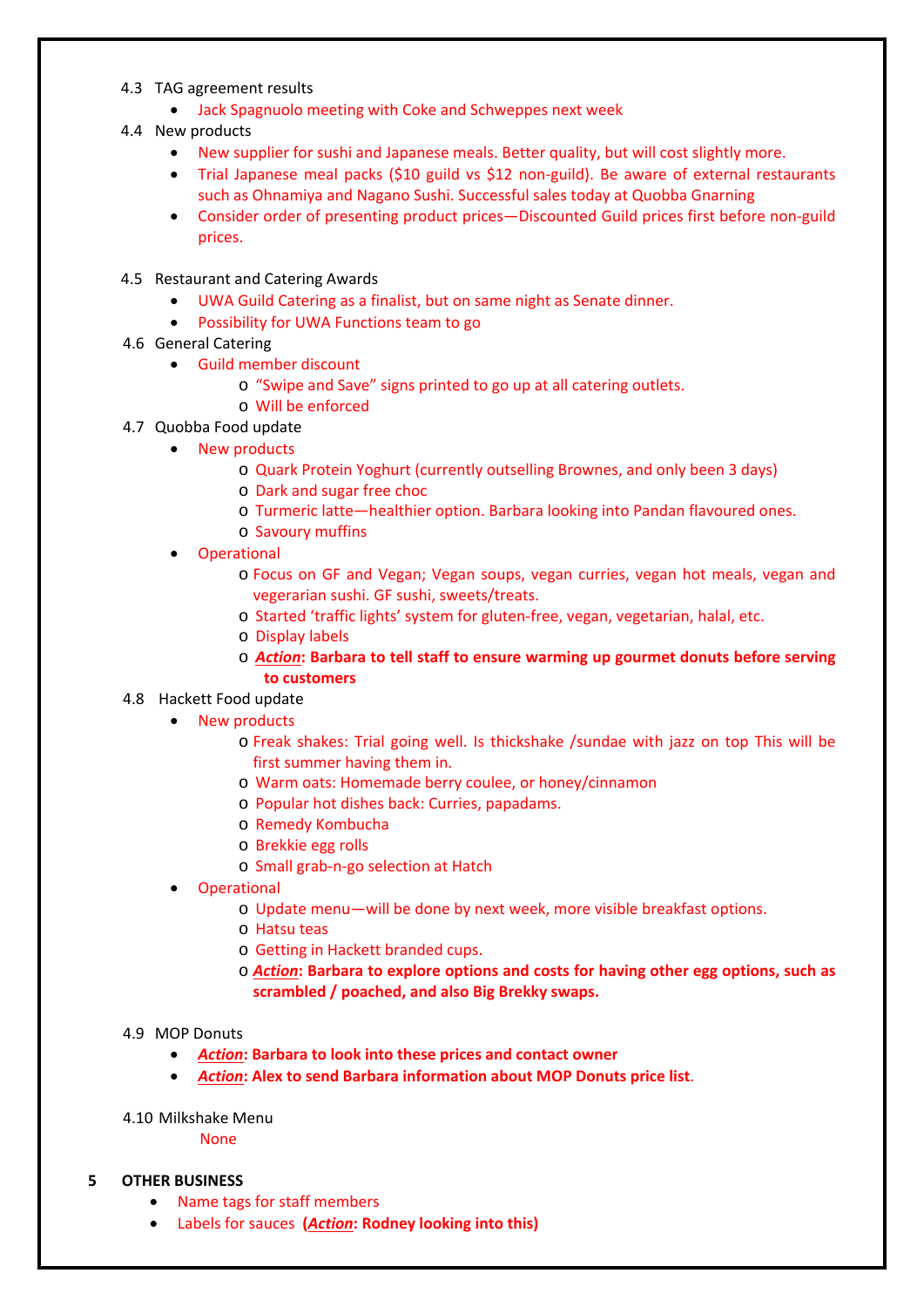4.3 TAG agreement results

- Jack Spagnuolo meeting with Coke and Schweppes next week

4.4 New products

- New supplier for sushi and Japanese meals. Better quality, but will cost slightly more.
- Trial Japanese meal packs ($10 guild vs $12 non-guild). Be aware of external restaurants such as Ohnamiya and Nagano Sushi. Successful sales today at Quobba Gnarning
- Consider order of presenting product prices—Discounted Guild prices first before non-guild prices.

4.5 Restaurant and Catering Awards

- UWA Guild Catering as a finalist, but on same night as Senate dinner.
- Possibility for UWA Functions team to go

4.6 General Catering

- Guild member discount
  - "Swipe and Save" signs printed to go up at all catering outlets.
  - Will be enforced

4.7 Quobba Food update

- New products
  - Quark Protein Yoghurt (currently outselling Brownes, and only been 3 days)
  - Dark and sugar free choc
  - Turmeric latte—healthier option. Barbara looking into Pandan flavoured ones.
  - Savoury muffins
- Operational
  - Focus on GF and Vegan; Vegan soups, vegan curries, vegan hot meals, vegan and vegerarian sushi. GF sushi, sweets/treats.
  - Started 'traffic lights' system for gluten-free, vegan, vegetarian, halal, etc.
  - Display labels
  - ***Action*: Barbara to tell staff to ensure warming up gourmet donuts before serving to customers**

4.8 Hackett Food update

- New products
  - Freak shakes: Trial going well. Is thickshake /sundae with jazz on top This will be first summer having them in.
  - Warm oats: Homemade berry coulee, or honey/cinnamon
  - Popular hot dishes back: Curries, papadams.
  - Remedy Kombucha
  - Brekkie egg rolls
  - Small grab-n-go selection at Hatch
- Operational
  - Update menu—will be done by next week, more visible breakfast options.
  - Hatsu teas
  - Getting in Hackett branded cups.
  - ***Action*: Barbara to explore options and costs for having other egg options, such as scrambled / poached, and also Big Brekky swaps.**

4.9 MOP Donuts

- ***Action*: Barbara to look into these prices and contact owner**
- ***Action*: Alex to send Barbara information about MOP Donuts price list**.

4.10 Milkshake Menu

None

## 5 OTHER BUSINESS

- Name tags for staff members
- Labels for sauces **(*Action*: Rodney looking into this)**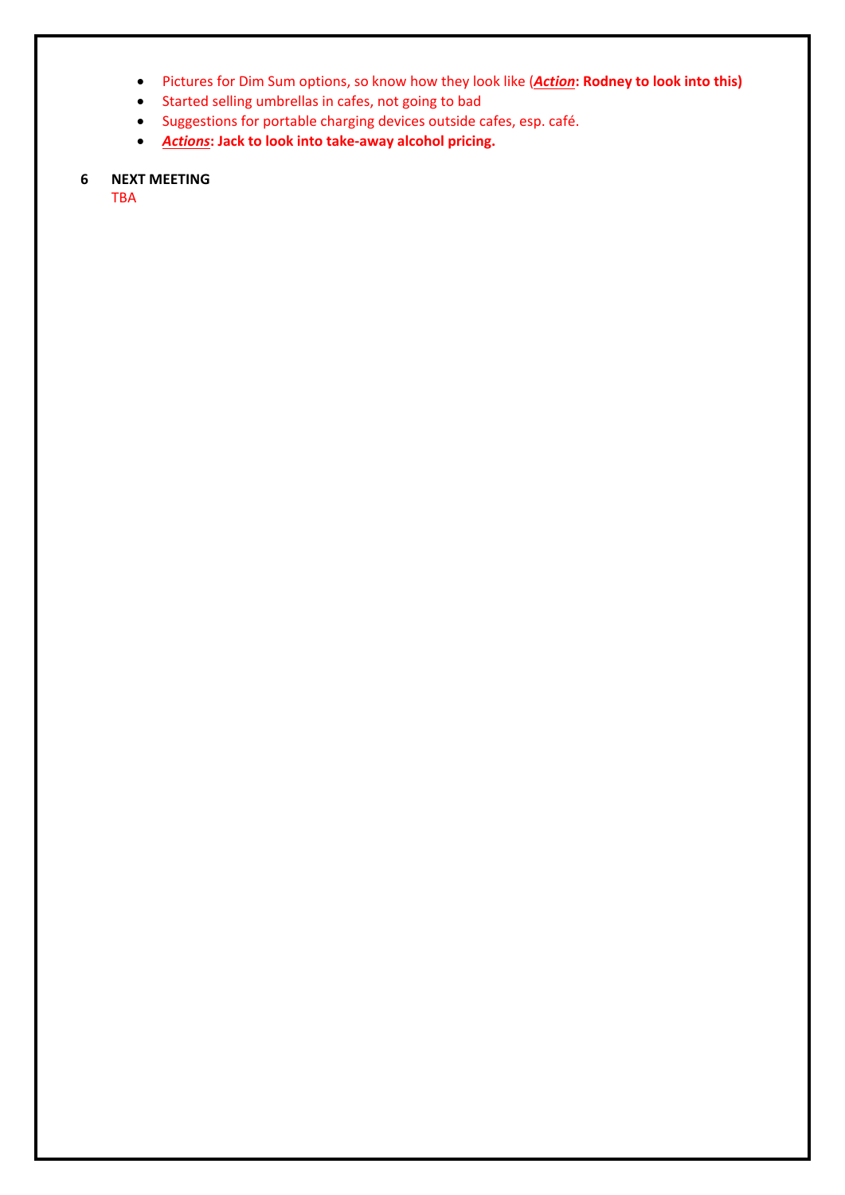- Pictures for Dim Sum options, so know how they look like (***Action*: Rodney to look into this)**
- Started selling umbrellas in cafes, not going to bad
- Suggestions for portable charging devices outside cafes, esp. café.
- ***Actions*: Jack to look into take-away alcohol pricing.**

**6 NEXT MEETING**

TBA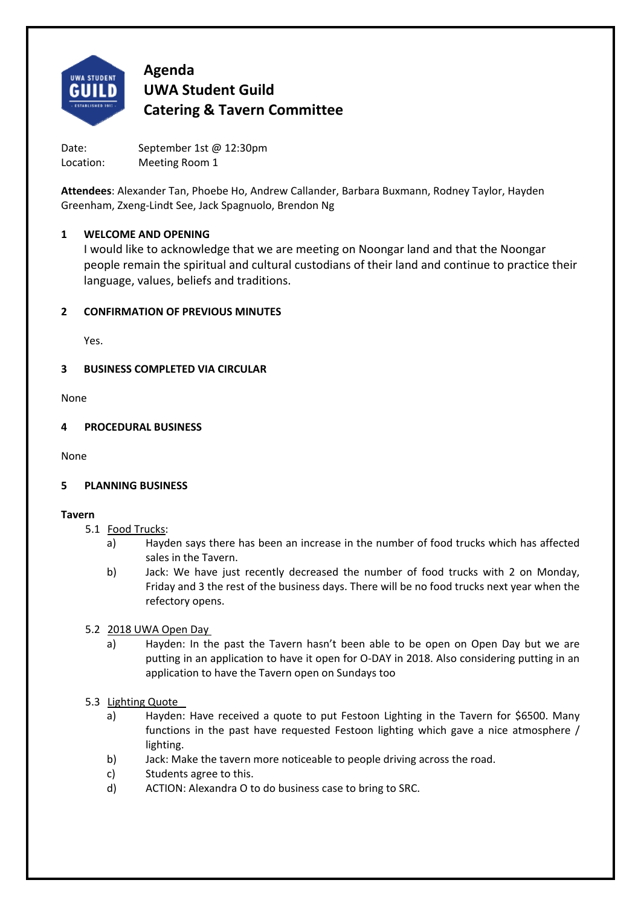# Agenda
# UWA Student Guild
# Catering & Tavern Committee

Date: September 1st @ 12:30pm
Location: Meeting Room 1

**Attendees**: Alexander Tan, Phoebe Ho, Andrew Callander, Barbara Buxmann, Rodney Taylor, Hayden Greenham, Zxeng-Lindt See, Jack Spagnuolo, Brendon Ng

## 1 WELCOME AND OPENING

I would like to acknowledge that we are meeting on Noongar land and that the Noongar people remain the spiritual and cultural custodians of their land and continue to practice their language, values, beliefs and traditions.

## 2 CONFIRMATION OF PREVIOUS MINUTES

Yes.

## 3 BUSINESS COMPLETED VIA CIRCULAR

None

## 4 PROCEDURAL BUSINESS

None

## 5 PLANNING BUSINESS

**Tavern**

5.1 Food Trucks:

a) Hayden says there has been an increase in the number of food trucks which has affected sales in the Tavern.

b) Jack: We have just recently decreased the number of food trucks with 2 on Monday, Friday and 3 the rest of the business days. There will be no food trucks next year when the refectory opens.

5.2 2018 UWA Open Day

a) Hayden: In the past the Tavern hasn't been able to be open on Open Day but we are putting in an application to have it open for O-DAY in 2018. Also considering putting in an application to have the Tavern open on Sundays too

5.3 Lighting Quote

a) Hayden: Have received a quote to put Festoon Lighting in the Tavern for $6500. Many functions in the past have requested Festoon lighting which gave a nice atmosphere / lighting.

b) Jack: Make the tavern more noticeable to people driving across the road.

c) Students agree to this.

d) ACTION: Alexandra O to do business case to bring to SRC.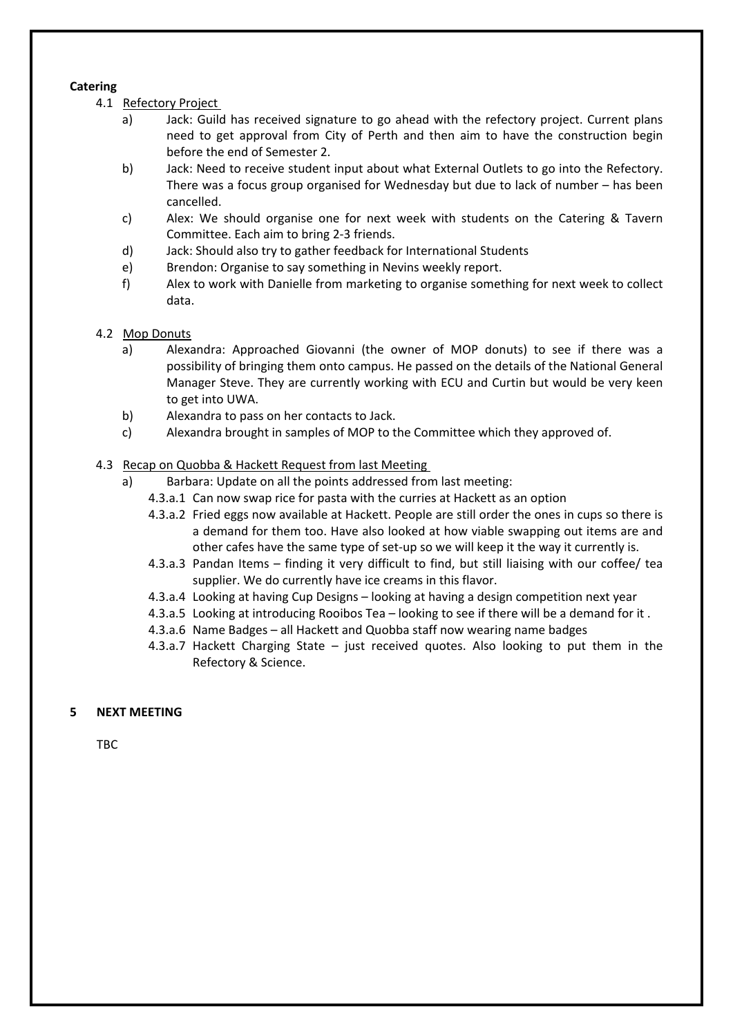**Catering**

4.1 Refectory Project

a) Jack: Guild has received signature to go ahead with the refectory project. Current plans need to get approval from City of Perth and then aim to have the construction begin before the end of Semester 2.

b) Jack: Need to receive student input about what External Outlets to go into the Refectory. There was a focus group organised for Wednesday but due to lack of number – has been cancelled.

c) Alex: We should organise one for next week with students on the Catering & Tavern Committee. Each aim to bring 2-3 friends.

d) Jack: Should also try to gather feedback for International Students

e) Brendon: Organise to say something in Nevins weekly report.

f) Alex to work with Danielle from marketing to organise something for next week to collect data.

4.2 Mop Donuts

a) Alexandra: Approached Giovanni (the owner of MOP donuts) to see if there was a possibility of bringing them onto campus. He passed on the details of the National General Manager Steve. They are currently working with ECU and Curtin but would be very keen to get into UWA.

b) Alexandra to pass on her contacts to Jack.

c) Alexandra brought in samples of MOP to the Committee which they approved of.

4.3 Recap on Quobba & Hackett Request from last Meeting

a) Barbara: Update on all the points addressed from last meeting:

4.3.a.1 Can now swap rice for pasta with the curries at Hackett as an option

4.3.a.2 Fried eggs now available at Hackett. People are still order the ones in cups so there is a demand for them too. Have also looked at how viable swapping out items are and other cafes have the same type of set-up so we will keep it the way it currently is.

4.3.a.3 Pandan Items – finding it very difficult to find, but still liaising with our coffee/ tea supplier. We do currently have ice creams in this flavor.

4.3.a.4 Looking at having Cup Designs – looking at having a design competition next year

4.3.a.5 Looking at introducing Rooibos Tea – looking to see if there will be a demand for it .

4.3.a.6 Name Badges – all Hackett and Quobba staff now wearing name badges

4.3.a.7 Hackett Charging State – just received quotes. Also looking to put them in the Refectory & Science.

**5 NEXT MEETING**

TBC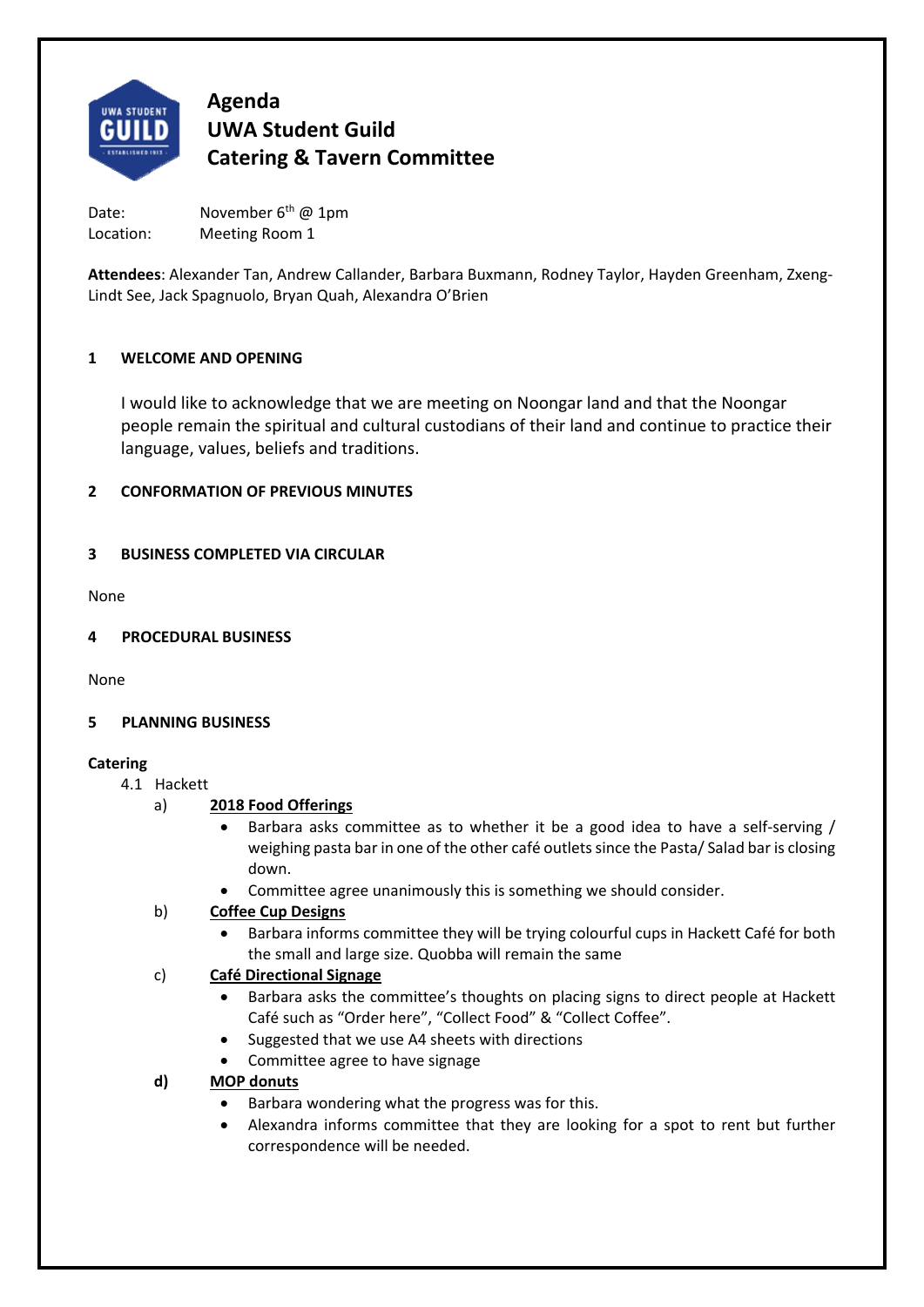# Agenda
# UWA Student Guild
# Catering & Tavern Committee

Date: November 6th @ 1pm
Location: Meeting Room 1

**Attendees**: Alexander Tan, Andrew Callander, Barbara Buxmann, Rodney Taylor, Hayden Greenham, Zxeng-Lindt See, Jack Spagnuolo, Bryan Quah, Alexandra O'Brien

## 1 WELCOME AND OPENING

I would like to acknowledge that we are meeting on Noongar land and that the Noongar people remain the spiritual and cultural custodians of their land and continue to practice their language, values, beliefs and traditions.

## 2 CONFORMATION OF PREVIOUS MINUTES

## 3 BUSINESS COMPLETED VIA CIRCULAR

None

## 4 PROCEDURAL BUSINESS

None

## 5 PLANNING BUSINESS

**Catering**

4.1 Hackett

a) **2018 Food Offerings**
- Barbara asks committee as to whether it be a good idea to have a self-serving / weighing pasta bar in one of the other café outlets since the Pasta/ Salad bar is closing down.
- Committee agree unanimously this is something we should consider.

b) **Coffee Cup Designs**
- Barbara informs committee they will be trying colourful cups in Hackett Café for both the small and large size. Quobba will remain the same

c) **Café Directional Signage**
- Barbara asks the committee's thoughts on placing signs to direct people at Hackett Café such as "Order here", "Collect Food" & "Collect Coffee".
- Suggested that we use A4 sheets with directions
- Committee agree to have signage

**d)** **MOP donuts**
- Barbara wondering what the progress was for this.
- Alexandra informs committee that they are looking for a spot to rent but further correspondence will be needed.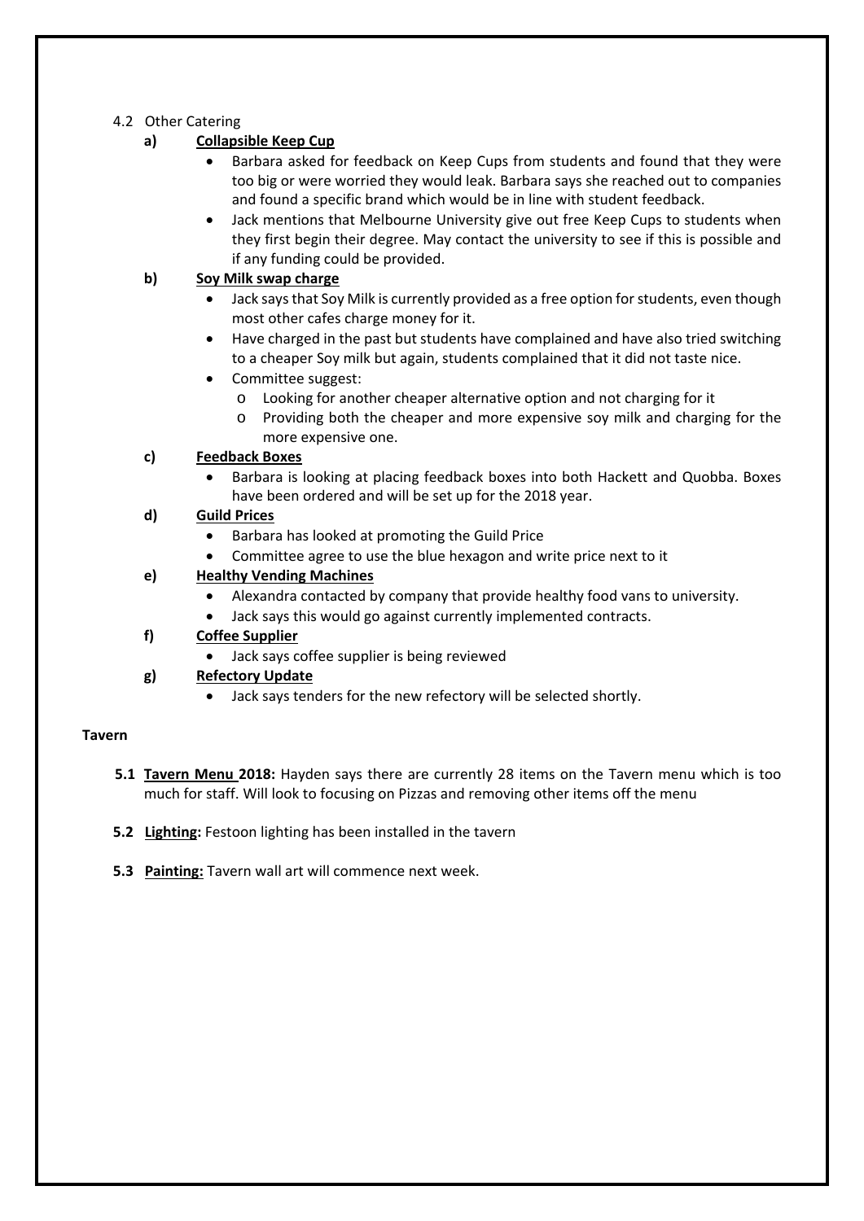4.2 Other Catering

**a) Collapsible Keep Cup**

- Barbara asked for feedback on Keep Cups from students and found that they were too big or were worried they would leak. Barbara says she reached out to companies and found a specific brand which would be in line with student feedback.
- Jack mentions that Melbourne University give out free Keep Cups to students when they first begin their degree. May contact the university to see if this is possible and if any funding could be provided.

**b) Soy Milk swap charge**

- Jack says that Soy Milk is currently provided as a free option for students, even though most other cafes charge money for it.
- Have charged in the past but students have complained and have also tried switching to a cheaper Soy milk but again, students complained that it did not taste nice.
- Committee suggest:
  - Looking for another cheaper alternative option and not charging for it
  - Providing both the cheaper and more expensive soy milk and charging for the more expensive one.

**c) Feedback Boxes**

- Barbara is looking at placing feedback boxes into both Hackett and Quobba. Boxes have been ordered and will be set up for the 2018 year.

**d) Guild Prices**

- Barbara has looked at promoting the Guild Price
- Committee agree to use the blue hexagon and write price next to it

**e) Healthy Vending Machines**

- Alexandra contacted by company that provide healthy food vans to university.
- Jack says this would go against currently implemented contracts.

**f) Coffee Supplier**

- Jack says coffee supplier is being reviewed

**g) Refectory Update**

- Jack says tenders for the new refectory will be selected shortly.

**Tavern**

**5.1 Tavern Menu 2018:** Hayden says there are currently 28 items on the Tavern menu which is too much for staff. Will look to focusing on Pizzas and removing other items off the menu

**5.2 Lighting:** Festoon lighting has been installed in the tavern

**5.3 Painting:** Tavern wall art will commence next week.